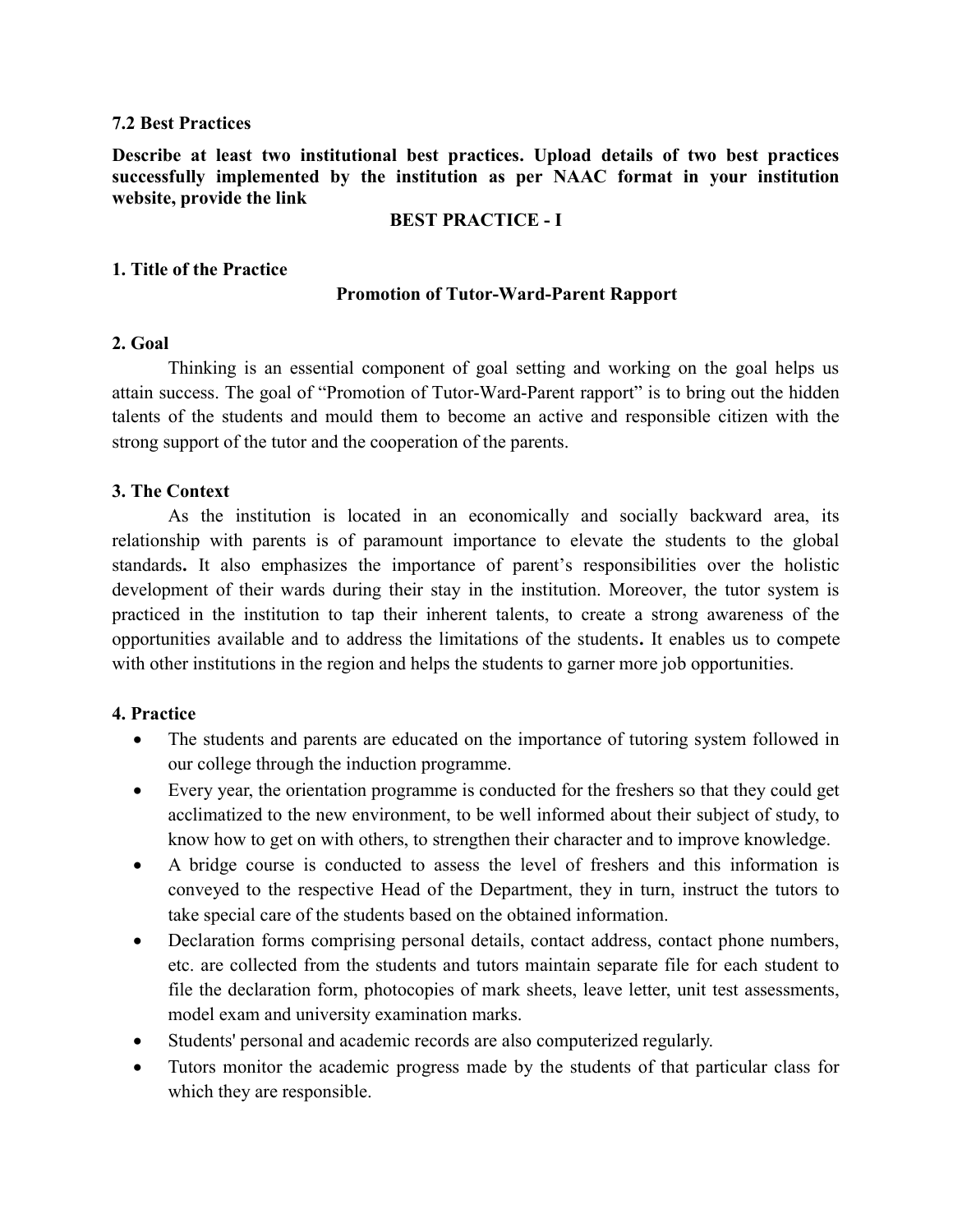**7.2 Best Practices**

**Describe at least two institutional best practices. Upload details of two best practices successfully implemented by the institution as per NAAC format in your institution website, provide the link**

**BEST PRACTICE - I**

**1. Title of the Practice**

**Promotion of Tutor-Ward-Parent Rapport**

**2. Goal**

Thinking is an essential component of goal setting and working on the goal helps us attain success. The goal of "Promotion of Tutor-Ward-Parent rapport" is to bring out the hidden talents of the students and mould them to become an active and responsible citizen with the strong support of the tutor and the cooperation of the parents.

**3. The Context**

As the institution is located in an economically and socially backward area, its relationship with parents is of paramount importance to elevate the students to the global standards**.** It also emphasizes the importance of parent's responsibilities over the holistic development of their wards during their stay in the institution. Moreover, the tutor system is practiced in the institution to tap their inherent talents, to create a strong awareness of the opportunities available and to address the limitations of the students**.** It enables us to compete with other institutions in the region and helps the students to garner more job opportunities.

**4. Practice**

- The students and parents are educated on the importance of tutoring system followed in our college through the induction programme.
- Every year, the orientation programme is conducted for the freshers so that they could get acclimatized to the new environment, to be well informed about their subject of study, to know how to get on with others, to strengthen their character and to improve knowledge.
- A bridge course is conducted to assess the level of freshers and this information is conveyed to the respective Head of the Department, they in turn, instruct the tutors to take special care of the students based on the obtained information.
- Declaration forms comprising personal details, contact address, contact phone numbers, etc. are collected from the students and tutors maintain separate file for each student to file the declaration form, photocopies of mark sheets, leave letter, unit test assessments, model exam and university examination marks.
- Students' personal and academic records are also computerized regularly.
- Tutors monitor the academic progress made by the students of that particular class for which they are responsible.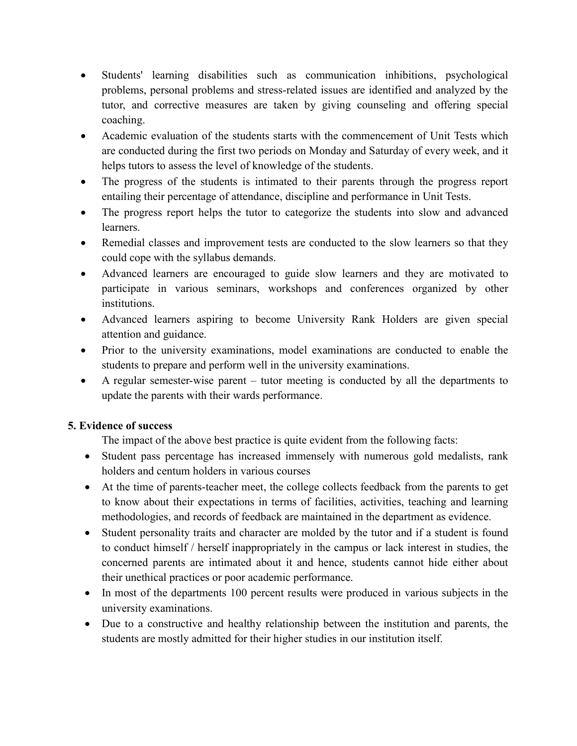- Students' learning disabilities such as communication inhibitions, psychological problems, personal problems and stress-related issues are identified and analyzed by the tutor, and corrective measures are taken by giving counseling and offering special coaching.
- Academic evaluation of the students starts with the commencement of Unit Tests which are conducted during the first two periods on Monday and Saturday of every week, and it helps tutors to assess the level of knowledge of the students.
- The progress of the students is intimated to their parents through the progress report entailing their percentage of attendance, discipline and performance in Unit Tests.
- The progress report helps the tutor to categorize the students into slow and advanced learners.
- Remedial classes and improvement tests are conducted to the slow learners so that they could cope with the syllabus demands.
- Advanced learners are encouraged to guide slow learners and they are motivated to participate in various seminars, workshops and conferences organized by other institutions.
- Advanced learners aspiring to become University Rank Holders are given special attention and guidance.
- Prior to the university examinations, model examinations are conducted to enable the students to prepare and perform well in the university examinations.
- A regular semester-wise parent – tutor meeting is conducted by all the departments to update the parents with their wards performance.

**5. Evidence of success**

The impact of the above best practice is quite evident from the following facts:

- Student pass percentage has increased immensely with numerous gold medalists, rank holders and centum holders in various courses
- At the time of parents-teacher meet, the college collects feedback from the parents to get to know about their expectations in terms of facilities, activities, teaching and learning methodologies, and records of feedback are maintained in the department as evidence.
- Student personality traits and character are molded by the tutor and if a student is found to conduct himself / herself inappropriately in the campus or lack interest in studies, the concerned parents are intimated about it and hence, students cannot hide either about their unethical practices or poor academic performance.
- In most of the departments 100 percent results were produced in various subjects in the university examinations.
- Due to a constructive and healthy relationship between the institution and parents, the students are mostly admitted for their higher studies in our institution itself.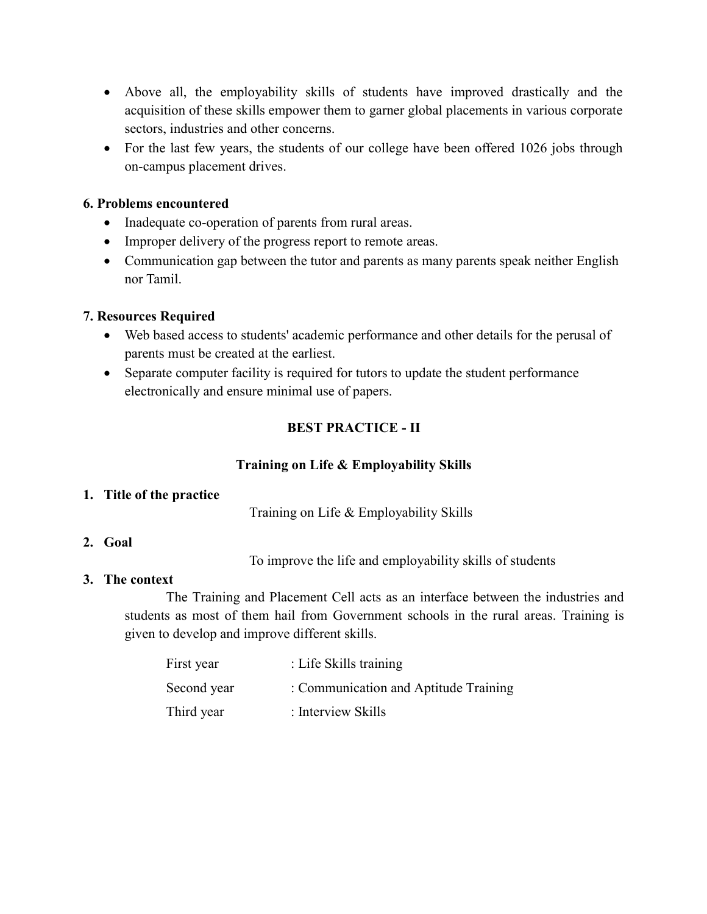- Above all, the employability skills of students have improved drastically and the acquisition of these skills empower them to garner global placements in various corporate sectors, industries and other concerns.
- For the last few years, the students of our college have been offered 1026 jobs through on-campus placement drives.

### 6. Problems encountered

- Inadequate co-operation of parents from rural areas.
- Improper delivery of the progress report to remote areas.
- Communication gap between the tutor and parents as many parents speak neither English nor Tamil.

### 7. Resources Required

- Web based access to students' academic performance and other details for the perusal of parents must be created at the earliest.
- Separate computer facility is required for tutors to update the student performance electronically and ensure minimal use of papers.

## BEST PRACTICE - II

### Training on Life & Employability Skills

**1. Title of the practice**

Training on Life & Employability Skills

**2. Goal**

To improve the life and employability skills of students

**3. The context**

The Training and Placement Cell acts as an interface between the industries and students as most of them hail from Government schools in the rural areas. Training is given to develop and improve different skills.

| | |
|---|---|
| First year | : Life Skills training |
| Second year | : Communication and Aptitude Training |
| Third year | : Interview Skills |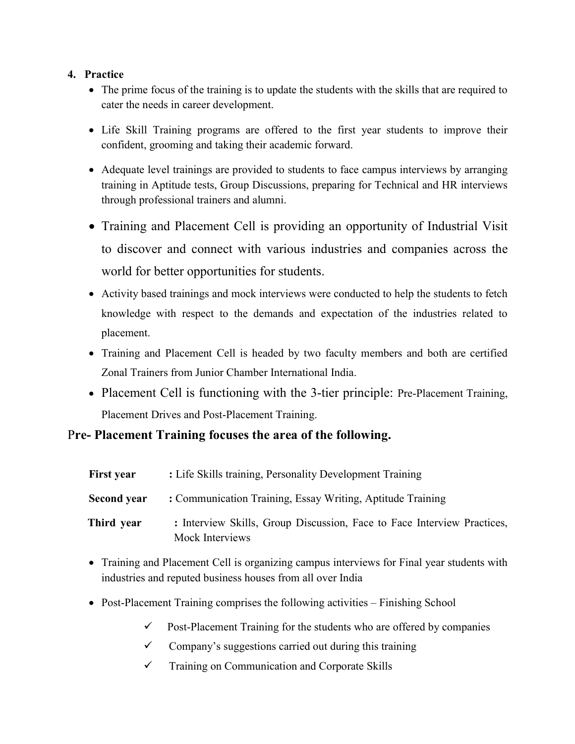4. **Practice**

- The prime focus of the training is to update the students with the skills that are required to cater the needs in career development.
- Life Skill Training programs are offered to the first year students to improve their confident, grooming and taking their academic forward.
- Adequate level trainings are provided to students to face campus interviews by arranging training in Aptitude tests, Group Discussions, preparing for Technical and HR interviews through professional trainers and alumni.
- Training and Placement Cell is providing an opportunity of Industrial Visit to discover and connect with various industries and companies across the world for better opportunities for students.
- Activity based trainings and mock interviews were conducted to help the students to fetch knowledge with respect to the demands and expectation of the industries related to placement.
- Training and Placement Cell is headed by two faculty members and both are certified Zonal Trainers from Junior Chamber International India.
- Placement Cell is functioning with the 3-tier principle: Pre-Placement Training, Placement Drives and Post-Placement Training.

## Pre- Placement Training focuses the area of the following.

| | |
|---|---|
| **First year** | **:** Life Skills training, Personality Development Training |
| **Second year** | **:** Communication Training, Essay Writing, Aptitude Training |
| **Third year** | **:** Interview Skills, Group Discussion, Face to Face Interview Practices, Mock Interviews |

- Training and Placement Cell is organizing campus interviews for Final year students with industries and reputed business houses from all over India
- Post-Placement Training comprises the following activities – Finishing School
  - ✓ Post-Placement Training for the students who are offered by companies
  - ✓ Company's suggestions carried out during this training
  - ✓ Training on Communication and Corporate Skills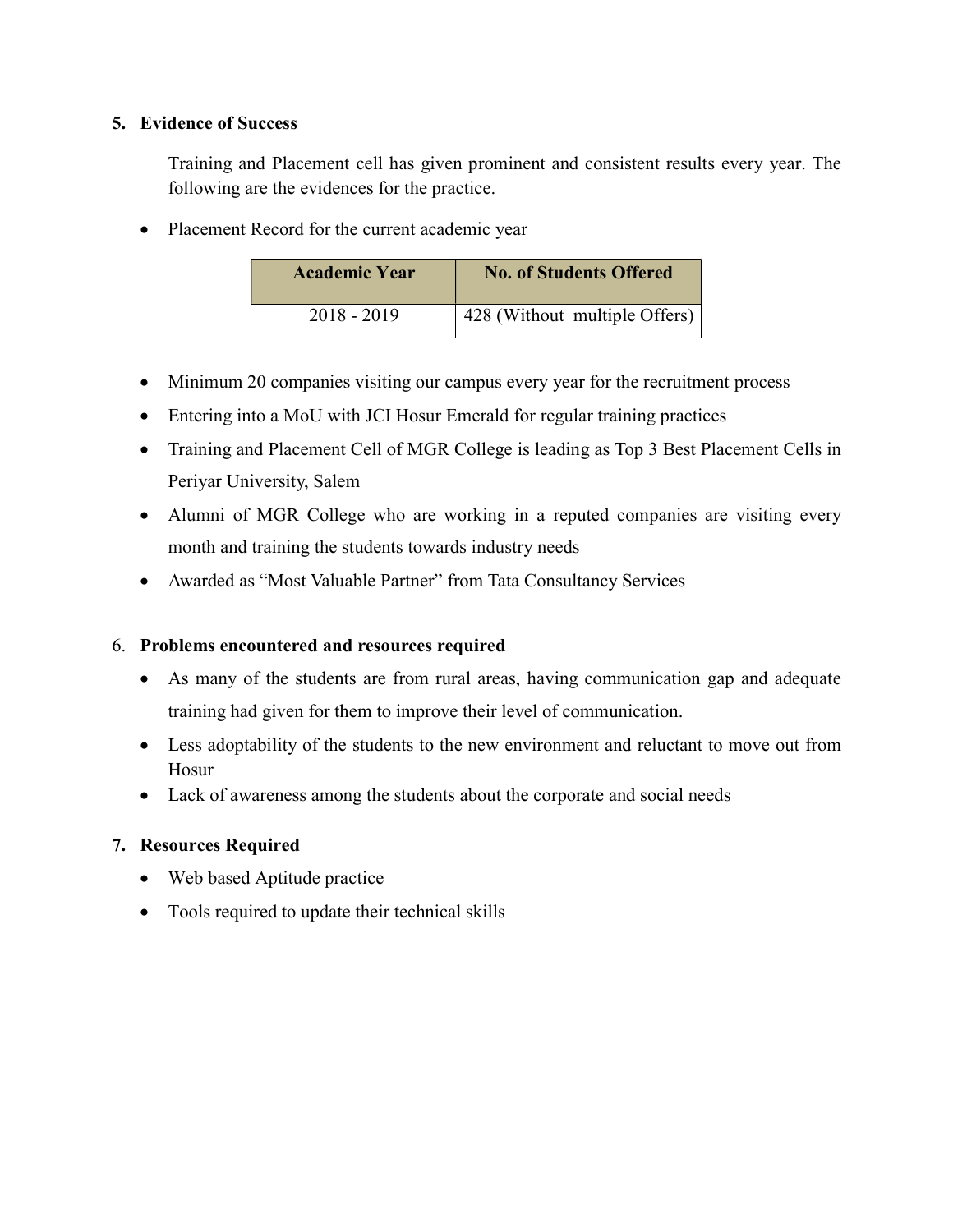## 5. Evidence of Success

Training and Placement cell has given prominent and consistent results every year. The following are the evidences for the practice.

- Placement Record for the current academic year

| Academic Year | No. of Students Offered |
|---|---|
| 2018 - 2019 | 428 (Without multiple Offers) |

- Minimum 20 companies visiting our campus every year for the recruitment process
- Entering into a MoU with JCI Hosur Emerald for regular training practices
- Training and Placement Cell of MGR College is leading as Top 3 Best Placement Cells in Periyar University, Salem
- Alumni of MGR College who are working in a reputed companies are visiting every month and training the students towards industry needs
- Awarded as "Most Valuable Partner" from Tata Consultancy Services

## 6. Problems encountered and resources required

- As many of the students are from rural areas, having communication gap and adequate training had given for them to improve their level of communication.
- Less adoptability of the students to the new environment and reluctant to move out from Hosur
- Lack of awareness among the students about the corporate and social needs

## 7. Resources Required

- Web based Aptitude practice
- Tools required to update their technical skills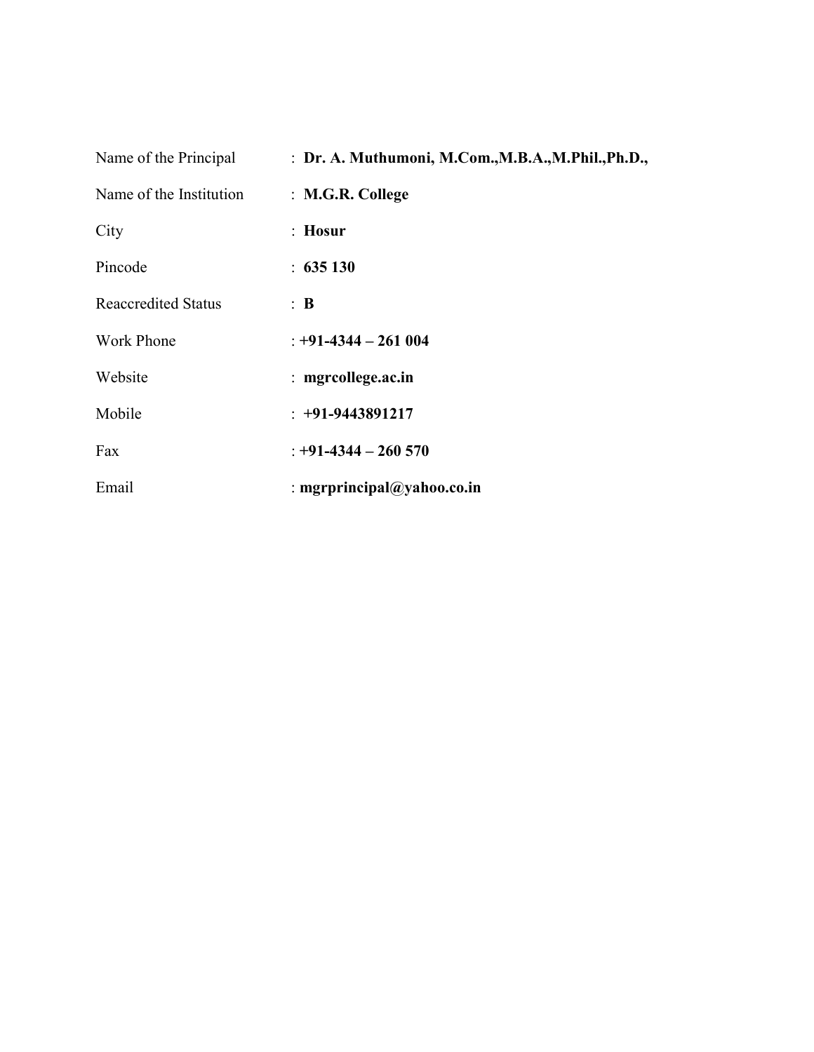| | |
|---|---|
| Name of the Principal | : **Dr. A. Muthumoni, M.Com.,M.B.A.,M.Phil.,Ph.D.,** |
| Name of the Institution | : **M.G.R. College** |
| City | : **Hosur** |
| Pincode | : **635 130** |
| Reaccredited Status | : **B** |
| Work Phone | : **+91-4344 – 261 004** |
| Website | : **mgrcollege.ac.in** |
| Mobile | : **+91-9443891217** |
| Fax | : **+91-4344 – 260 570** |
| Email | : **mgrprincipal@yahoo.co.in** |